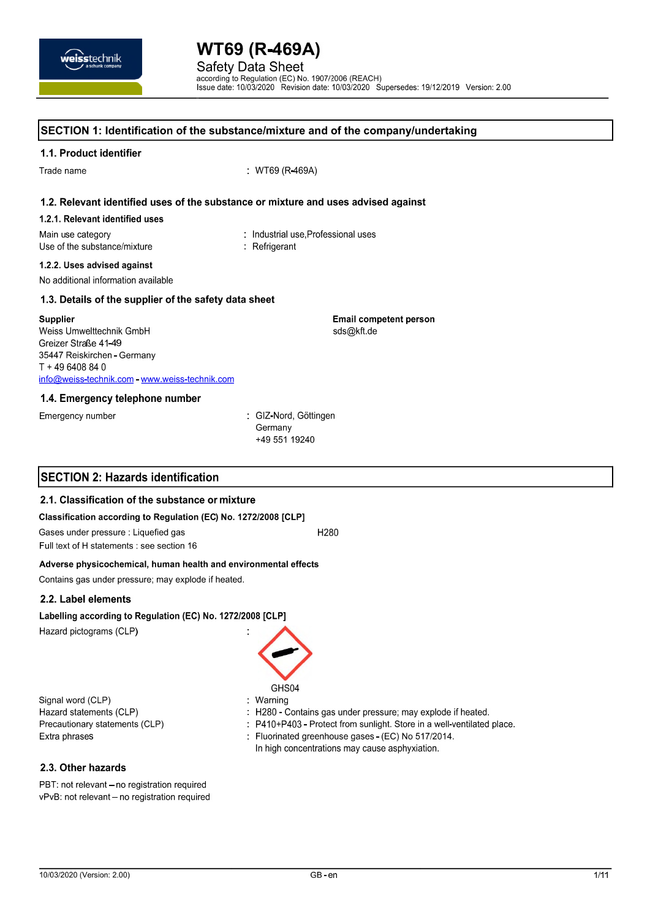# WT69 (R-469A)

Safety Data Sheet

according to Regulation (EC) No. 1907/2006 (REACH)

Issue date: 10/03/2020 Revision date: 10/03/2020 Supersedes: 19/12/2019 Version: 2.00

## SECTION 1: Identification of the substance/mixture and of the company/undertaking

### 1.1. Product identifier

Trade name : WT69 (R-469A)

### 1.2. Relevant identified uses of the substance or mixture and uses advised against

#### 1.2.1. Relevant identified uses

Main use category : Industrial use,Professional uses

Use of the substance/mixture : Refrigerant

#### 1.2.2. Uses advised against

No additional information available

### 1.3. Details of the supplier of the safety data sheet

**Supplier**

Weiss Umwelttechnik GmbH

Greizer Straße 41-49

35447 Reiskirchen - Germany

T + 49 6408 84 0

info@weiss-technik.com - www.weiss-technik.com

**Email competent person**

sds@kft.de

### 1.4. Emergency telephone number

Emergency number : GIZ-Nord, Göttingen

Germany

+49 551 19240

## SECTION 2: Hazards identification

### 2.1. Classification of the substance or mixture

**Classification according to Regulation (EC) No. 1272/2008 [CLP]**

Gases under pressure : Liquefied gas H280

Full text of H statements : see section 16

**Adverse physicochemical, human health and environmental effects**

Contains gas under pressure; may explode if heated.

### 2.2. Label elements

**Labelling according to Regulation (EC) No. 1272/2008 [CLP]**

Hazard pictograms (CLP) :

GHS04

Signal word (CLP) : Warning

Hazard statements (CLP) : H280 - Contains gas under pressure; may explode if heated.

Precautionary statements (CLP) : P410+P403 - Protect from sunlight. Store in a well-ventilated place.

Extra phrases : Fluorinated greenhouse gases - (EC) No 517/2014.

In high concentrations may cause asphyxiation.

### 2.3. Other hazards

PBT: not relevant – no registration required

vPvB: not relevant – no registration required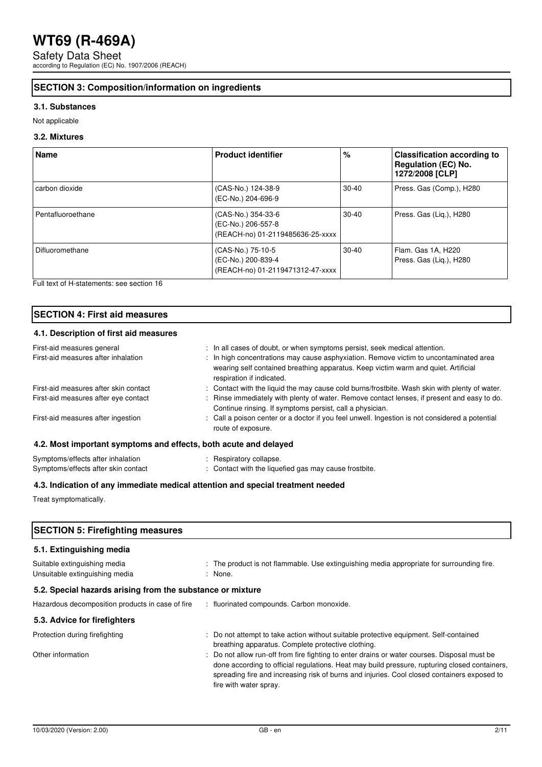## SECTION 3: Composition/information on ingredients

### 3.1. Substances

Not applicable

### 3.2. Mixtures

| Name | Product identifier | % | Classification according to Regulation (EC) No. 1272/2008 [CLP] |
|---|---|---|---|
| carbon dioxide | (CAS-No.) 124-38-9<br>(EC-No.) 204-696-9 | 30-40 | Press. Gas (Comp.), H280 |
| Pentafluoroethane | (CAS-No.) 354-33-6<br>(EC-No.) 206-557-8<br>(REACH-no) 01-2119485636-25-xxxx | 30-40 | Press. Gas (Liq.), H280 |
| Difluoromethane | (CAS-No.) 75-10-5<br>(EC-No.) 200-839-4<br>(REACH-no) 01-2119471312-47-xxxx | 30-40 | Flam. Gas 1A, H220<br>Press. Gas (Liq.), H280 |

Full text of H-statements: see section 16

## SECTION 4: First aid measures

### 4.1. Description of first aid measures

First-aid measures general : In all cases of doubt, or when symptoms persist, seek medical attention.

First-aid measures after inhalation : In high concentrations may cause asphyxiation. Remove victim to uncontaminated area wearing self contained breathing apparatus. Keep victim warm and quiet. Artificial respiration if indicated.

First-aid measures after skin contact : Contact with the liquid the may cause cold burns/frostbite. Wash skin with plenty of water.

First-aid measures after eye contact : Rinse immediately with plenty of water. Remove contact lenses, if present and easy to do. Continue rinsing. If symptoms persist, call a physician.

First-aid measures after ingestion : Call a poison center or a doctor if you feel unwell. Ingestion is not considered a potential route of exposure.

### 4.2. Most important symptoms and effects, both acute and delayed

Symptoms/effects after inhalation : Respiratory collapse.

Symptoms/effects after skin contact : Contact with the liquefied gas may cause frostbite.

### 4.3. Indication of any immediate medical attention and special treatment needed

Treat symptomatically.

## SECTION 5: Firefighting measures

### 5.1. Extinguishing media

Suitable extinguishing media : The product is not flammable. Use extinguishing media appropriate for surrounding fire.

Unsuitable extinguishing media : None.

### 5.2. Special hazards arising from the substance or mixture

Hazardous decomposition products in case of fire : fluorinated compounds. Carbon monoxide.

### 5.3. Advice for firefighters

Protection during firefighting : Do not attempt to take action without suitable protective equipment. Self-contained breathing apparatus. Complete protective clothing.

Other information : Do not allow run-off from fire fighting to enter drains or water courses. Disposal must be done according to official regulations. Heat may build pressure, rupturing closed containers, spreading fire and increasing risk of burns and injuries. Cool closed containers exposed to fire with water spray.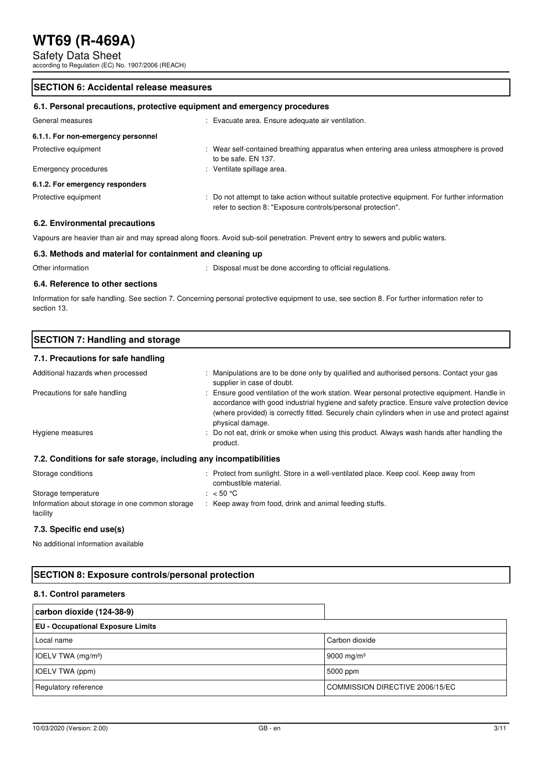## SECTION 6: Accidental release measures

### 6.1. Personal precautions, protective equipment and emergency procedures

General measures : Evacuate area. Ensure adequate air ventilation.

#### 6.1.1. For non-emergency personnel

Protective equipment : Wear self-contained breathing apparatus when entering area unless atmosphere is proved to be safe. EN 137.

Emergency procedures : Ventilate spillage area.

#### 6.1.2. For emergency responders

Protective equipment : Do not attempt to take action without suitable protective equipment. For further information refer to section 8: "Exposure controls/personal protection".

### 6.2. Environmental precautions

Vapours are heavier than air and may spread along floors. Avoid sub-soil penetration. Prevent entry to sewers and public waters.

### 6.3. Methods and material for containment and cleaning up

Other information : Disposal must be done according to official regulations.

### 6.4. Reference to other sections

Information for safe handling. See section 7. Concerning personal protective equipment to use, see section 8. For further information refer to section 13.

## SECTION 7: Handling and storage

### 7.1. Precautions for safe handling

Additional hazards when processed : Manipulations are to be done only by qualified and authorised persons. Contact your gas supplier in case of doubt.

Precautions for safe handling : Ensure good ventilation of the work station. Wear personal protective equipment. Handle in accordance with good industrial hygiene and safety practice. Ensure valve protection device (where provided) is correctly fitted. Securely chain cylinders when in use and protect against physical damage.

Hygiene measures : Do not eat, drink or smoke when using this product. Always wash hands after handling the product.

### 7.2. Conditions for safe storage, including any incompatibilities

Storage conditions : Protect from sunlight. Store in a well-ventilated place. Keep cool. Keep away from combustible material.

Storage temperature : < 50 °C

Information about storage in one common storage facility : Keep away from food, drink and animal feeding stuffs.

### 7.3. Specific end use(s)

No additional information available

## SECTION 8: Exposure controls/personal protection

### 8.1. Control parameters

| carbon dioxide (124-38-9) | |
|---|---|
| **EU - Occupational Exposure Limits** | |
| Local name | Carbon dioxide |
| IOELV TWA (mg/m³) | 9000 mg/m³ |
| IOELV TWA (ppm) | 5000 ppm |
| Regulatory reference | COMMISSION DIRECTIVE 2006/15/EC |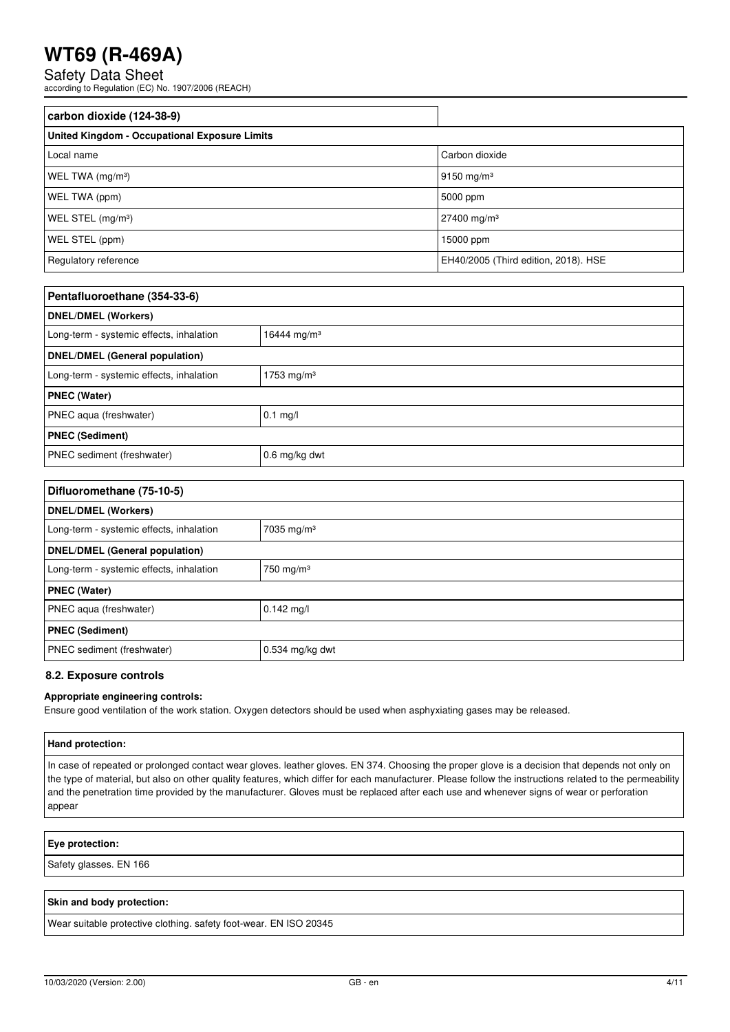| carbon dioxide (124-38-9) | |
|---|---|
| **United Kingdom - Occupational Exposure Limits** | |
| Local name | Carbon dioxide |
| WEL TWA (mg/m³) | 9150 mg/m³ |
| WEL TWA (ppm) | 5000 ppm |
| WEL STEL (mg/m³) | 27400 mg/m³ |
| WEL STEL (ppm) | 15000 ppm |
| Regulatory reference | EH40/2005 (Third edition, 2018). HSE |

| Pentafluoroethane (354-33-6) | |
|---|---|
| **DNEL/DMEL (Workers)** | |
| Long-term - systemic effects, inhalation | 16444 mg/m³ |
| **DNEL/DMEL (General population)** | |
| Long-term - systemic effects, inhalation | 1753 mg/m³ |
| **PNEC (Water)** | |
| PNEC aqua (freshwater) | 0.1 mg/l |
| **PNEC (Sediment)** | |
| PNEC sediment (freshwater) | 0.6 mg/kg dwt |

| Difluoromethane (75-10-5) | |
|---|---|
| **DNEL/DMEL (Workers)** | |
| Long-term - systemic effects, inhalation | 7035 mg/m³ |
| **DNEL/DMEL (General population)** | |
| Long-term - systemic effects, inhalation | 750 mg/m³ |
| **PNEC (Water)** | |
| PNEC aqua (freshwater) | 0.142 mg/l |
| **PNEC (Sediment)** | |
| PNEC sediment (freshwater) | 0.534 mg/kg dwt |

### 8.2. Exposure controls

**Appropriate engineering controls:**

Ensure good ventilation of the work station. Oxygen detectors should be used when asphyxiating gases may be released.

**Hand protection:**

In case of repeated or prolonged contact wear gloves. leather gloves. EN 374. Choosing the proper glove is a decision that depends not only on the type of material, but also on other quality features, which differ for each manufacturer. Please follow the instructions related to the permeability and the penetration time provided by the manufacturer. Gloves must be replaced after each use and whenever signs of wear or perforation appear

**Eye protection:**

Safety glasses. EN 166

**Skin and body protection:**

Wear suitable protective clothing. safety foot-wear. EN ISO 20345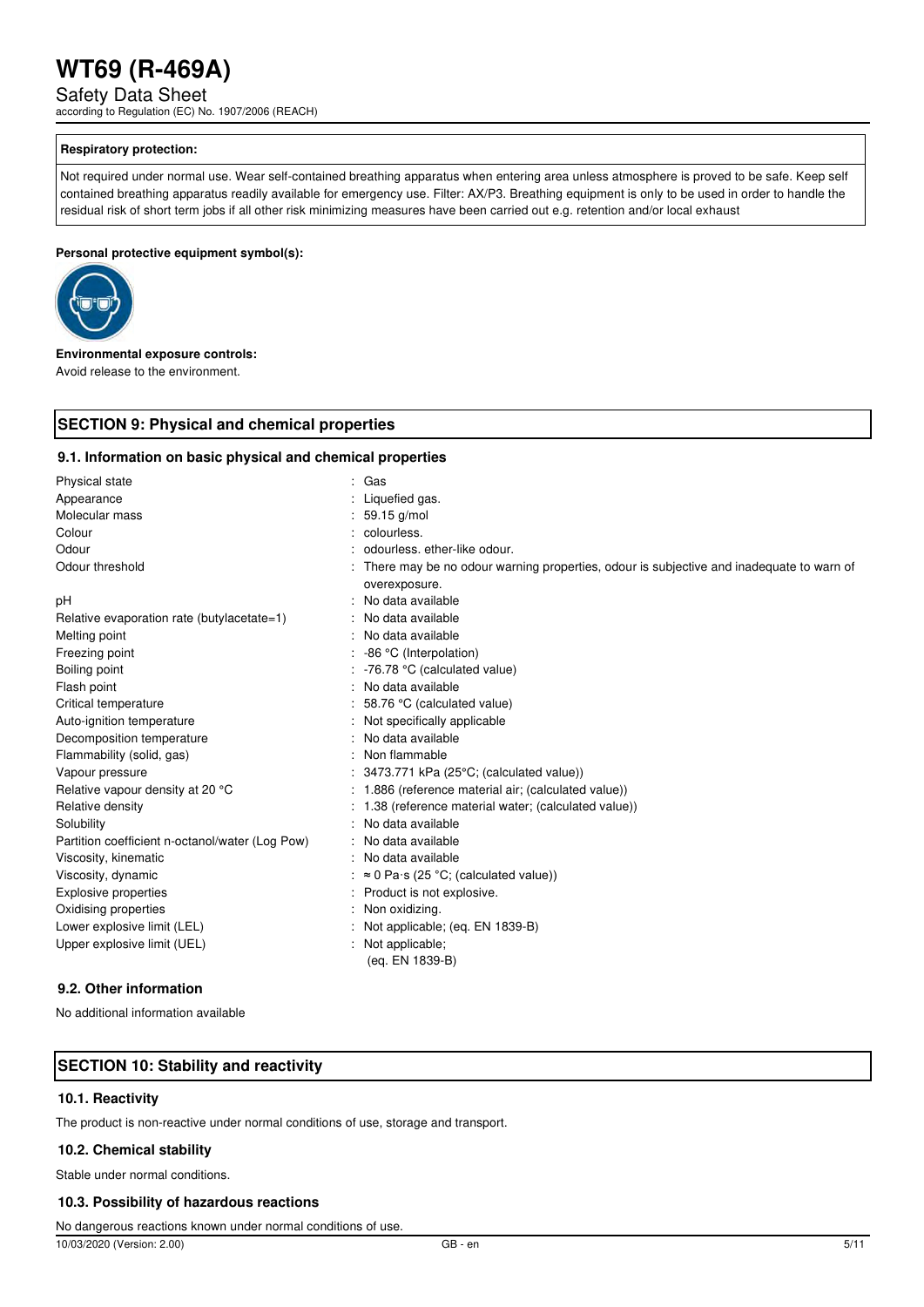**Respiratory protection:**

Not required under normal use. Wear self-contained breathing apparatus when entering area unless atmosphere is proved to be safe. Keep self contained breathing apparatus readily available for emergency use. Filter: AX/P3. Breathing equipment is only to be used in order to handle the residual risk of short term jobs if all other risk minimizing measures have been carried out e.g. retention and/or local exhaust

**Personal protective equipment symbol(s):**

**Environmental exposure controls:**

Avoid release to the environment.

## SECTION 9: Physical and chemical properties

### 9.1. Information on basic physical and chemical properties

| Property | Value |
|---|---|
| Physical state | Gas |
| Appearance | Liquefied gas. |
| Molecular mass | 59.15 g/mol |
| Colour | colourless. |
| Odour | odourless. ether-like odour. |
| Odour threshold | There may be no odour warning properties, odour is subjective and inadequate to warn of overexposure. |
| pH | No data available |
| Relative evaporation rate (butylacetate=1) | No data available |
| Melting point | No data available |
| Freezing point | -86 °C (Interpolation) |
| Boiling point | -76.78 °C (calculated value) |
| Flash point | No data available |
| Critical temperature | 58.76 °C (calculated value) |
| Auto-ignition temperature | Not specifically applicable |
| Decomposition temperature | No data available |
| Flammability (solid, gas) | Non flammable |
| Vapour pressure | 3473.771 kPa (25°C; (calculated value)) |
| Relative vapour density at 20 °C | 1.886 (reference material air; (calculated value)) |
| Relative density | 1.38 (reference material water; (calculated value)) |
| Solubility | No data available |
| Partition coefficient n-octanol/water (Log Pow) | No data available |
| Viscosity, kinematic | No data available |
| Viscosity, dynamic | ≈ 0 Pa·s (25 °C; (calculated value)) |
| Explosive properties | Product is not explosive. |
| Oxidising properties | Non oxidizing. |
| Lower explosive limit (LEL) | Not applicable; (eq. EN 1839-B) |
| Upper explosive limit (UEL) | Not applicable; (eq. EN 1839-B) |

### 9.2. Other information

No additional information available

## SECTION 10: Stability and reactivity

### 10.1. Reactivity

The product is non-reactive under normal conditions of use, storage and transport.

### 10.2. Chemical stability

Stable under normal conditions.

### 10.3. Possibility of hazardous reactions

No dangerous reactions known under normal conditions of use.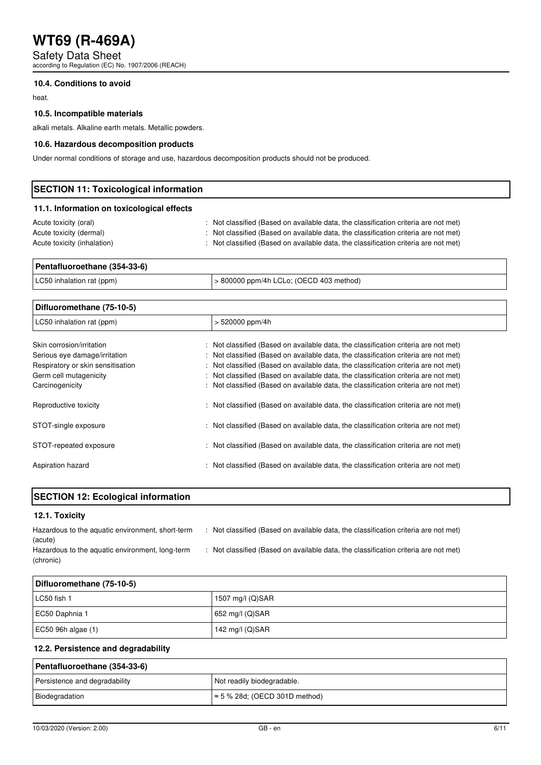### 10.4. Conditions to avoid

heat.

### 10.5. Incompatible materials

alkali metals. Alkaline earth metals. Metallic powders.

### 10.6. Hazardous decomposition products

Under normal conditions of storage and use, hazardous decomposition products should not be produced.

## SECTION 11: Toxicological information

### 11.1. Information on toxicological effects

Acute toxicity (oral) : Not classified (Based on available data, the classification criteria are not met)
Acute toxicity (dermal) : Not classified (Based on available data, the classification criteria are not met)
Acute toxicity (inhalation) : Not classified (Based on available data, the classification criteria are not met)

| Pentafluoroethane (354-33-6) | |
|---|---|
| LC50 inhalation rat (ppm) | > 800000 ppm/4h LCLo; (OECD 403 method) |

| Difluoromethane (75-10-5) | |
|---|---|
| LC50 inhalation rat (ppm) | > 520000 ppm/4h |

Skin corrosion/irritation : Not classified (Based on available data, the classification criteria are not met)
Serious eye damage/irritation : Not classified (Based on available data, the classification criteria are not met)
Respiratory or skin sensitisation : Not classified (Based on available data, the classification criteria are not met)
Germ cell mutagenicity : Not classified (Based on available data, the classification criteria are not met)
Carcinogenicity : Not classified (Based on available data, the classification criteria are not met)

Reproductive toxicity : Not classified (Based on available data, the classification criteria are not met)

STOT-single exposure : Not classified (Based on available data, the classification criteria are not met)

STOT-repeated exposure : Not classified (Based on available data, the classification criteria are not met)

Aspiration hazard : Not classified (Based on available data, the classification criteria are not met)

## SECTION 12: Ecological information

### 12.1. Toxicity

Hazardous to the aquatic environment, short-term (acute) : Not classified (Based on available data, the classification criteria are not met)
Hazardous to the aquatic environment, long-term (chronic) : Not classified (Based on available data, the classification criteria are not met)

| Difluoromethane (75-10-5) | |
|---|---|
| LC50 fish 1 | 1507 mg/l (Q)SAR |
| EC50 Daphnia 1 | 652 mg/l (Q)SAR |
| EC50 96h algae (1) | 142 mg/l (Q)SAR |

### 12.2. Persistence and degradability

| Pentafluoroethane (354-33-6) | |
|---|---|
| Persistence and degradability | Not readily biodegradable. |
| Biodegradation | ≈ 5 % 28d; (OECD 301D method) |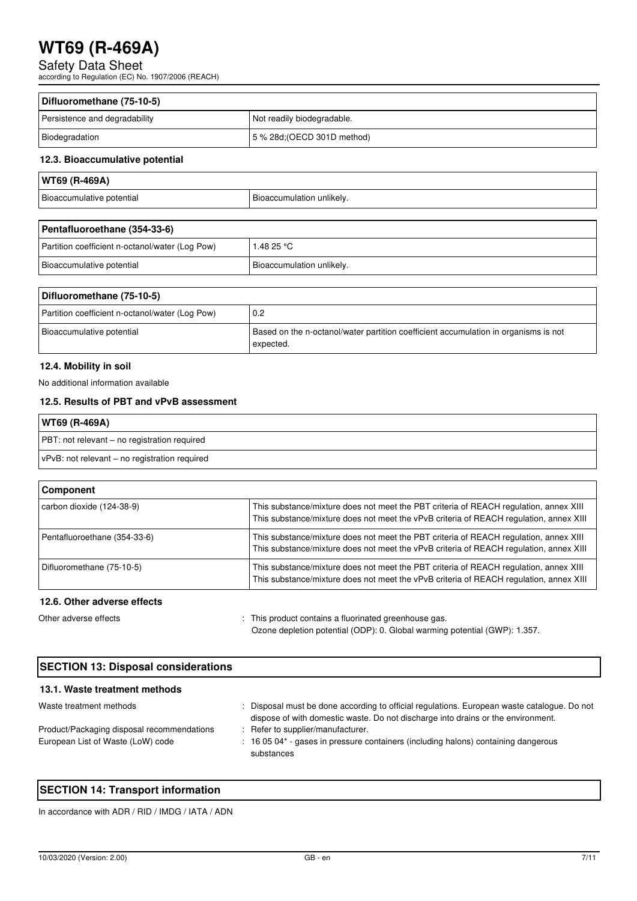| Difluoromethane (75-10-5) | |
|---|---|
| Persistence and degradability | Not readily biodegradable. |
| Biodegradation | 5 % 28d;(OECD 301D method) |

### 12.3. Bioaccumulative potential

| WT69 (R-469A) | |
|---|---|
| Bioaccumulative potential | Bioaccumulation unlikely. |

| Pentafluoroethane (354-33-6) | |
|---|---|
| Partition coefficient n-octanol/water (Log Pow) | 1.48 25 °C |
| Bioaccumulative potential | Bioaccumulation unlikely. |

| Difluoromethane (75-10-5) | |
|---|---|
| Partition coefficient n-octanol/water (Log Pow) | 0.2 |
| Bioaccumulative potential | Based on the n-octanol/water partition coefficient accumulation in organisms is not expected. |

### 12.4. Mobility in soil

No additional information available

### 12.5. Results of PBT and vPvB assessment

| WT69 (R-469A) |
|---|
| PBT: not relevant – no registration required |
| vPvB: not relevant – no registration required |

| Component | |
|---|---|
| carbon dioxide (124-38-9) | This substance/mixture does not meet the PBT criteria of REACH regulation, annex XIII<br>This substance/mixture does not meet the vPvB criteria of REACH regulation, annex XIII |
| Pentafluoroethane (354-33-6) | This substance/mixture does not meet the PBT criteria of REACH regulation, annex XIII<br>This substance/mixture does not meet the vPvB criteria of REACH regulation, annex XIII |
| Difluoromethane (75-10-5) | This substance/mixture does not meet the PBT criteria of REACH regulation, annex XIII<br>This substance/mixture does not meet the vPvB criteria of REACH regulation, annex XIII |

### 12.6. Other adverse effects

Other adverse effects : This product contains a fluorinated greenhouse gas.
Ozone depletion potential (ODP): 0. Global warming potential (GWP): 1.357.

## SECTION 13: Disposal considerations

### 13.1. Waste treatment methods

Waste treatment methods : Disposal must be done according to official regulations. European waste catalogue. Do not dispose of with domestic waste. Do not discharge into drains or the environment.

Product/Packaging disposal recommendations : Refer to supplier/manufacturer.

European List of Waste (LoW) code : 16 05 04* - gases in pressure containers (including halons) containing dangerous substances

## SECTION 14: Transport information

In accordance with ADR / RID / IMDG / IATA / ADN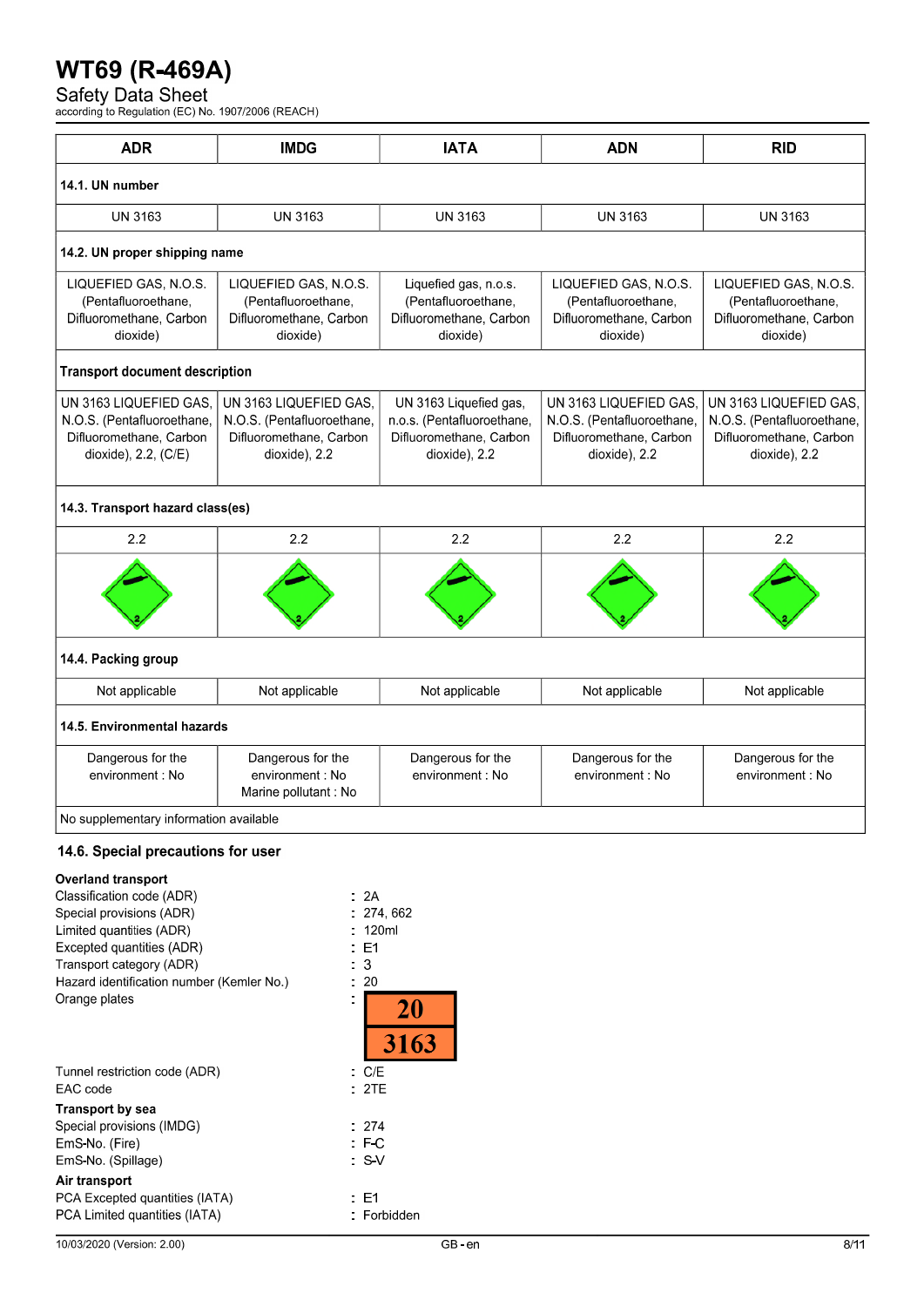| ADR | IMDG | IATA | ADN | RID |
|---|---|---|---|---|
| **14.1. UN number** | | | | |
| UN 3163 | UN 3163 | UN 3163 | UN 3163 | UN 3163 |
| **14.2. UN proper shipping name** | | | | |
| LIQUEFIED GAS, N.O.S. (Pentafluoroethane, Difluoromethane, Carbon dioxide) | LIQUEFIED GAS, N.O.S. (Pentafluoroethane, Difluoromethane, Carbon dioxide) | Liquefied gas, n.o.s. (Pentafluoroethane, Difluoromethane, Carbon dioxide) | LIQUEFIED GAS, N.O.S. (Pentafluoroethane, Difluoromethane, Carbon dioxide) | LIQUEFIED GAS, N.O.S. (Pentafluoroethane, Difluoromethane, Carbon dioxide) |
| **Transport document description** | | | | |
| UN 3163 LIQUEFIED GAS, N.O.S. (Pentafluoroethane, Difluoromethane, Carbon dioxide), 2.2, (C/E) | UN 3163 LIQUEFIED GAS, N.O.S. (Pentafluoroethane, Difluoromethane, Carbon dioxide), 2.2 | UN 3163 Liquefied gas, n.o.s. (Pentafluoroethane, Difluoromethane, Carbon dioxide), 2.2 | UN 3163 LIQUEFIED GAS, N.O.S. (Pentafluoroethane, Difluoromethane, Carbon dioxide), 2.2 | UN 3163 LIQUEFIED GAS, N.O.S. (Pentafluoroethane, Difluoromethane, Carbon dioxide), 2.2 |
| **14.3. Transport hazard class(es)** | | | | |
| 2.2 | 2.2 | 2.2 | 2.2 | 2.2 |
| **14.4. Packing group** | | | | |
| Not applicable | Not applicable | Not applicable | Not applicable | Not applicable |
| **14.5. Environmental hazards** | | | | |
| Dangerous for the environment : No | Dangerous for the environment : No<br>Marine pollutant : No | Dangerous for the environment : No | Dangerous for the environment : No | Dangerous for the environment : No |
| No supplementary information available | | | | |

### 14.6. Special precautions for user

**Overland transport**

Classification code (ADR) : 2A
Special provisions (ADR) : 274, 662
Limited quantities (ADR) : 120ml
Excepted quantities (ADR) : E1
Transport category (ADR) : 3
Hazard identification number (Kemler No.) : 20
Orange plates : 20 / 3163
Tunnel restriction code (ADR) : C/E
EAC code : 2TE

**Transport by sea**

Special provisions (IMDG) : 274
EmS-No. (Fire) : F-C
EmS-No. (Spillage) : S-V

**Air transport**

PCA Excepted quantities (IATA) : E1
PCA Limited quantities (IATA) : Forbidden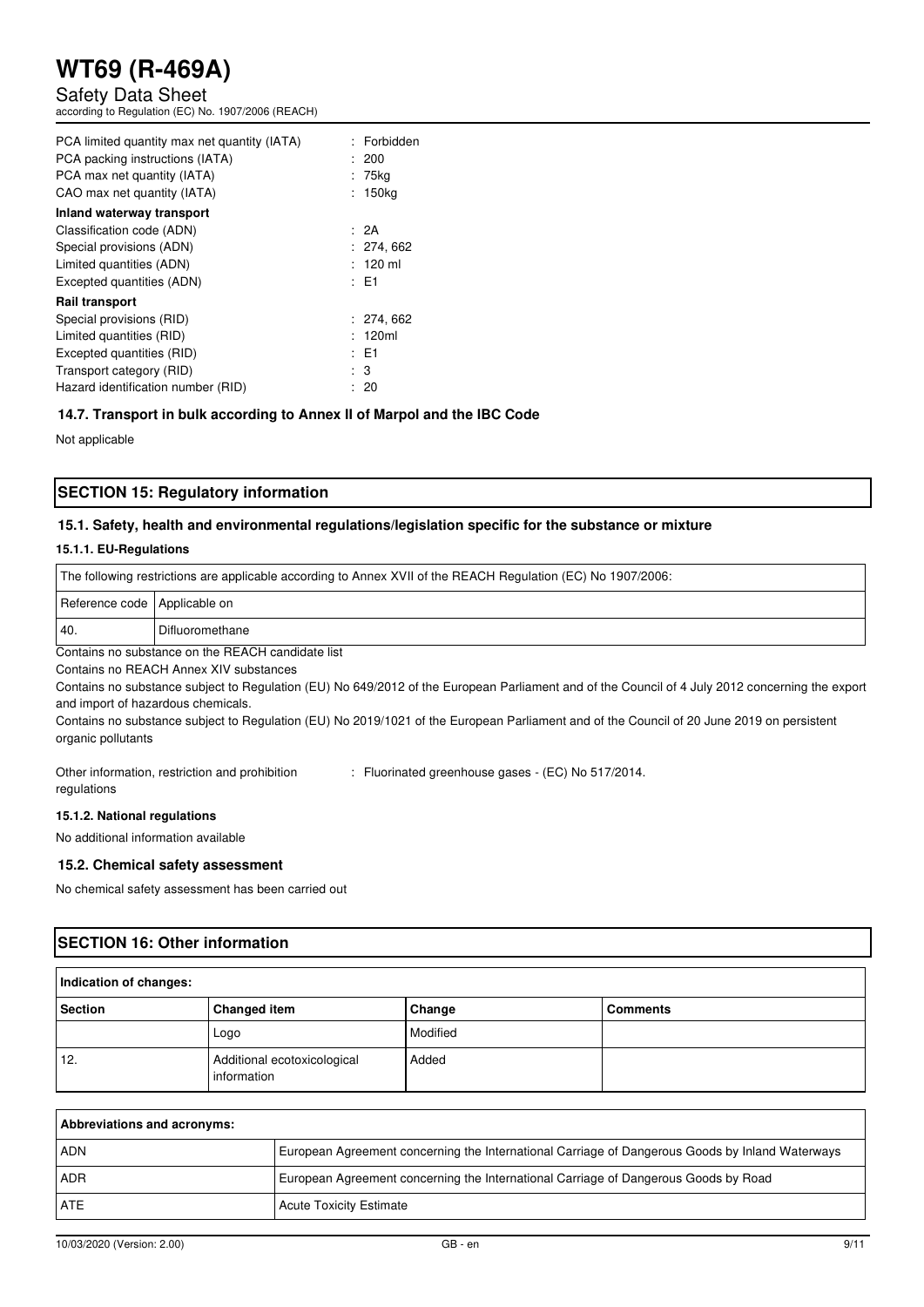| | |
|---|---|
| PCA limited quantity max net quantity (IATA) | : Forbidden |
| PCA packing instructions (IATA) | : 200 |
| PCA max net quantity (IATA) | : 75kg |
| CAO max net quantity (IATA) | : 150kg |

**Inland waterway transport**

| | |
|---|---|
| Classification code (ADN) | : 2A |
| Special provisions (ADN) | : 274, 662 |
| Limited quantities (ADN) | : 120 ml |
| Excepted quantities (ADN) | : E1 |

**Rail transport**

| | |
|---|---|
| Special provisions (RID) | : 274, 662 |
| Limited quantities (RID) | : 120ml |
| Excepted quantities (RID) | : E1 |
| Transport category (RID) | : 3 |
| Hazard identification number (RID) | : 20 |

### 14.7. Transport in bulk according to Annex II of Marpol and the IBC Code

Not applicable

## SECTION 15: Regulatory information

### 15.1. Safety, health and environmental regulations/legislation specific for the substance or mixture

#### 15.1.1. EU-Regulations

| The following restrictions are applicable according to Annex XVII of the REACH Regulation (EC) No 1907/2006: | |
|---|---|
| Reference code | Applicable on |
| 40. | Difluoromethane |

Contains no substance on the REACH candidate list

Contains no REACH Annex XIV substances

Contains no substance subject to Regulation (EU) No 649/2012 of the European Parliament and of the Council of 4 July 2012 concerning the export and import of hazardous chemicals.

Contains no substance subject to Regulation (EU) No 2019/1021 of the European Parliament and of the Council of 20 June 2019 on persistent organic pollutants

Other information, restriction and prohibition regulations : Fluorinated greenhouse gases - (EC) No 517/2014.

#### 15.1.2. National regulations

No additional information available

### 15.2. Chemical safety assessment

No chemical safety assessment has been carried out

## SECTION 16: Other information

**Indication of changes:**

| Section | Changed item | Change | Comments |
|---|---|---|---|
| | Logo | Modified | |
| 12. | Additional ecotoxicological information | Added | |

**Abbreviations and acronyms:**

| | |
|---|---|
| ADN | European Agreement concerning the International Carriage of Dangerous Goods by Inland Waterways |
| ADR | European Agreement concerning the International Carriage of Dangerous Goods by Road |
| ATE | Acute Toxicity Estimate |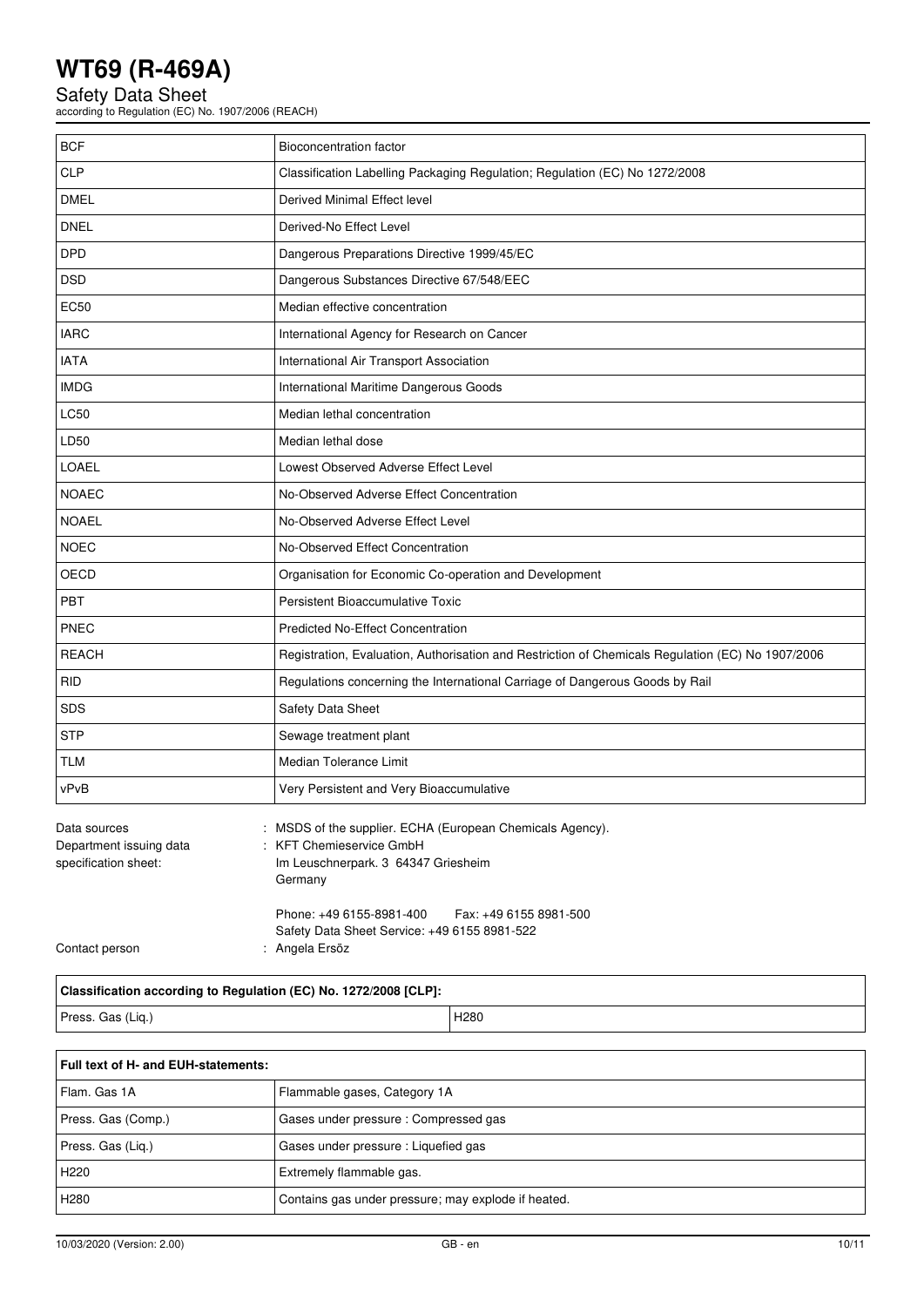| BCF | Bioconcentration factor |
| --- | --- |
| CLP | Classification Labelling Packaging Regulation; Regulation (EC) No 1272/2008 |
| DMEL | Derived Minimal Effect level |
| DNEL | Derived-No Effect Level |
| DPD | Dangerous Preparations Directive 1999/45/EC |
| DSD | Dangerous Substances Directive 67/548/EEC |
| EC50 | Median effective concentration |
| IARC | International Agency for Research on Cancer |
| IATA | International Air Transport Association |
| IMDG | International Maritime Dangerous Goods |
| LC50 | Median lethal concentration |
| LD50 | Median lethal dose |
| LOAEL | Lowest Observed Adverse Effect Level |
| NOAEC | No-Observed Adverse Effect Concentration |
| NOAEL | No-Observed Adverse Effect Level |
| NOEC | No-Observed Effect Concentration |
| OECD | Organisation for Economic Co-operation and Development |
| PBT | Persistent Bioaccumulative Toxic |
| PNEC | Predicted No-Effect Concentration |
| REACH | Registration, Evaluation, Authorisation and Restriction of Chemicals Regulation (EC) No 1907/2006 |
| RID | Regulations concerning the International Carriage of Dangerous Goods by Rail |
| SDS | Safety Data Sheet |
| STP | Sewage treatment plant |
| TLM | Median Tolerance Limit |
| vPvB | Very Persistent and Very Bioaccumulative |

Data sources : MSDS of the supplier. ECHA (European Chemicals Agency).

Department issuing data specification sheet: : KFT Chemieservice GmbH
Im Leuschnerpark. 3 64347 Griesheim
Germany

Phone: +49 6155-8981-400 Fax: +49 6155 8981-500
Safety Data Sheet Service: +49 6155 8981-522

Contact person : Angela Ersöz

| Classification according to Regulation (EC) No. 1272/2008 [CLP]: | |
| --- | --- |
| Press. Gas (Liq.) | H280 |

| Full text of H- and EUH-statements: | |
| --- | --- |
| Flam. Gas 1A | Flammable gases, Category 1A |
| Press. Gas (Comp.) | Gases under pressure : Compressed gas |
| Press. Gas (Liq.) | Gases under pressure : Liquefied gas |
| H220 | Extremely flammable gas. |
| H280 | Contains gas under pressure; may explode if heated. |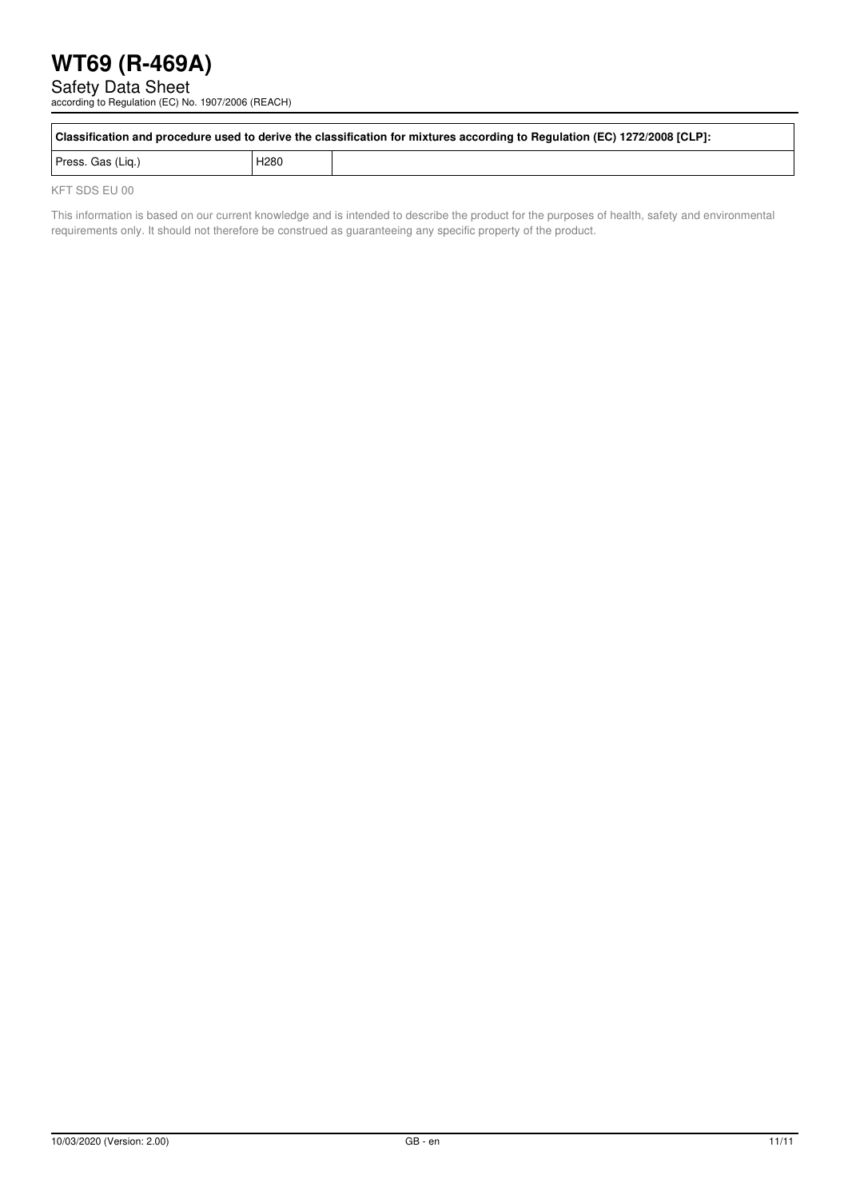| Classification and procedure used to derive the classification for mixtures according to Regulation (EC) 1272/2008 [CLP]: | | |
|---|---|---|
| Press. Gas (Liq.) | H280 | |

KFT SDS EU 00

This information is based on our current knowledge and is intended to describe the product for the purposes of health, safety and environmental requirements only. It should not therefore be construed as guaranteeing any specific property of the product.